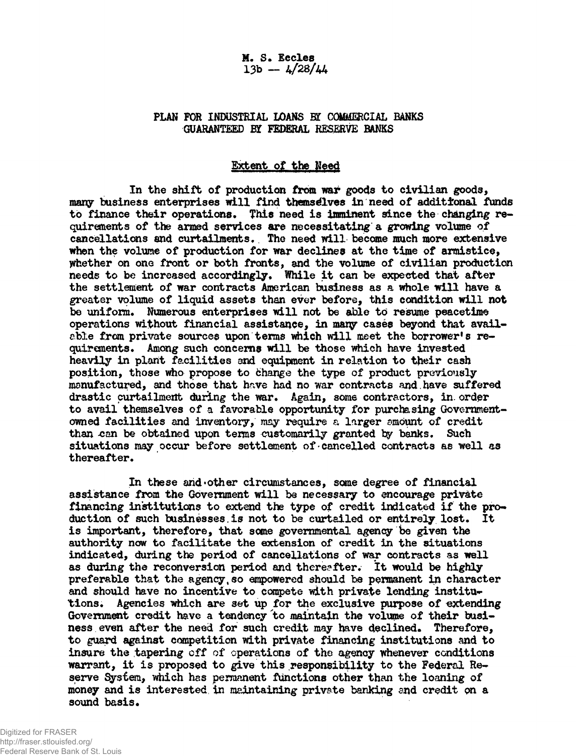M. S. Eccles
13b — 4/28/44

# PLAN FOR INDUSTRIAL LOANS BY COMMERCIAL BANKS GUARANTEED BY FEDERAL RESERVE BANKS

## Extent of the Need

In the shift of production from war goods to civilian goods, many business enterprises will find themselves in need of additional funds to finance their operations. This need is imminent since the changing requirements of the armed services are necessitating a growing volume of cancellations and curtailments. The need will become much more extensive when the volume of production for war declines at the time of armistice, whether on one front or both fronts, and the volume of civilian production needs to be increased accordingly. While it can be expected that after the settlement of war contracts American business as a whole will have a greater volume of liquid assets than ever before, this condition will not be uniform. Numerous enterprises will not be able to resume peacetime operations without financial assistance, in many cases beyond that available from private sources upon terms which will meet the borrower's requirements. Among such concerns will be those which have invested heavily in plant facilities and equipment in relation to their cash position, those who propose to change the type of product previously manufactured, and those that have had no war contracts and have suffered drastic curtailment during the war. Again, some contractors, in order to avail themselves of a favorable opportunity for purchasing Government-owned facilities and inventory, may require a larger amount of credit than can be obtained upon terms customarily granted by banks. Such situations may occur before settlement of cancelled contracts as well as thereafter.

In these and other circumstances, some degree of financial assistance from the Government will be necessary to encourage private financing institutions to extend the type of credit indicated if the production of such businesses is not to be curtailed or entirely lost. It is important, therefore, that some governmental agency be given the authority now to facilitate the extension of credit in the situations indicated, during the period of cancellations of war contracts as well as during the reconversion period and thereafter. It would be highly preferable that the agency so empowered should be permanent in character and should have no incentive to compete with private lending institutions. Agencies which are set up for the exclusive purpose of extending Government credit have a tendency to maintain the volume of their business even after the need for such credit may have declined. Therefore, to guard against competition with private financing institutions and to insure the tapering off of operations of the agency whenever conditions warrant, it is proposed to give this responsibility to the Federal Reserve System, which has permanent functions other than the loaning of money and is interested in maintaining private banking and credit on a sound basis.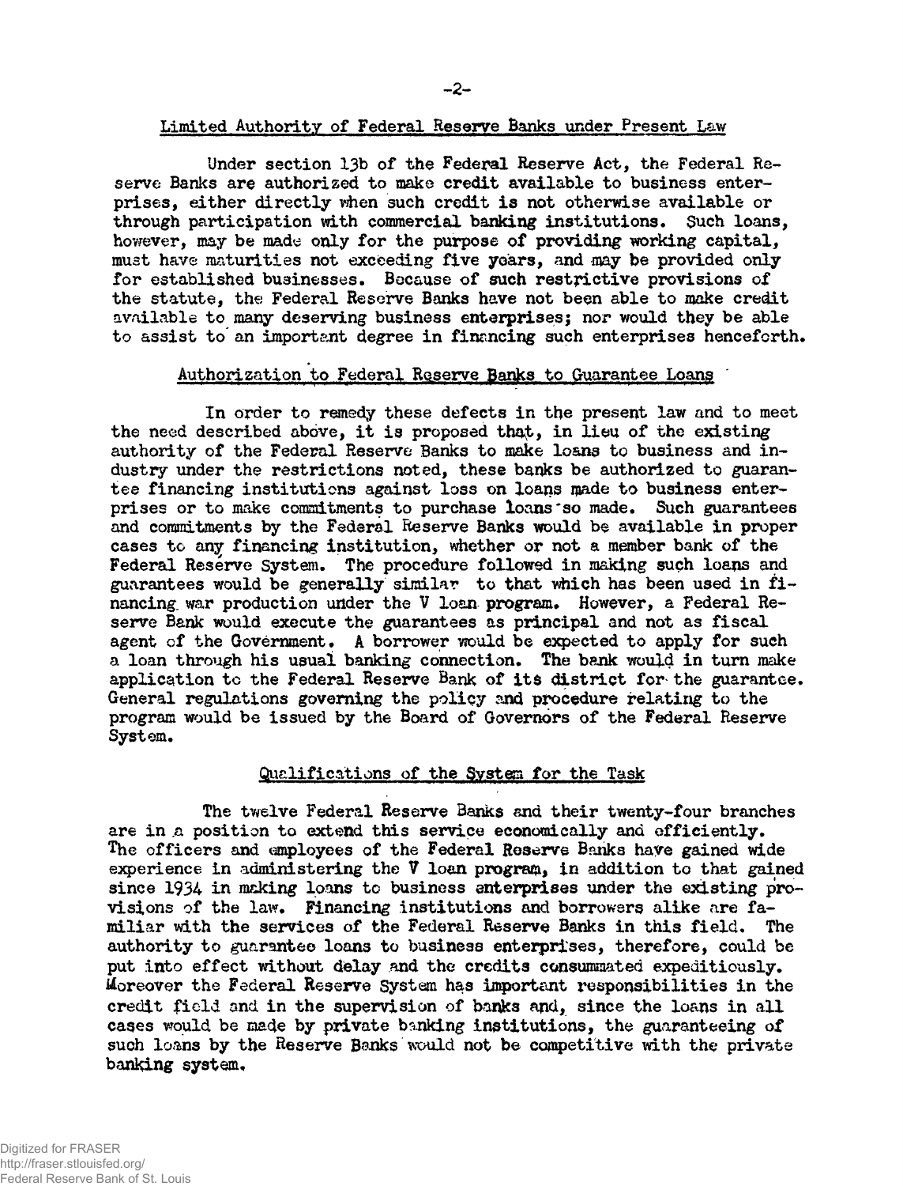## Limited Authority of Federal Reserve Banks under Present Law

Under section 13b of the Federal Reserve Act, the Federal Reserve Banks are authorized to make credit available to business enterprises, either directly when such credit is not otherwise available or through participation with commercial banking institutions. Such loans, however, may be made only for the purpose of providing working capital, must have maturities not exceeding five years, and may be provided only for established businesses. Because of such restrictive provisions of the statute, the Federal Reserve Banks have not been able to make credit available to many deserving business enterprises; nor would they be able to assist to an important degree in financing such enterprises henceforth.

## Authorization to Federal Reserve Banks to Guarantee Loans

In order to remedy these defects in the present law and to meet the need described above, it is proposed that, in lieu of the existing authority of the Federal Reserve Banks to make loans to business and industry under the restrictions noted, these banks be authorized to guarantee financing institutions against loss on loans made to business enterprises or to make commitments to purchase loans so made. Such guarantees and commitments by the Federal Reserve Banks would be available in proper cases to any financing institution, whether or not a member bank of the Federal Reserve System. The procedure followed in making such loans and guarantees would be generally similar to that which has been used in financing war production under the V loan program. However, a Federal Reserve Bank would execute the guarantees as principal and not as fiscal agent of the Government. A borrower would be expected to apply for such a loan through his usual banking connection. The bank would in turn make application to the Federal Reserve Bank of its district for the guarantee. General regulations governing the policy and procedure relating to the program would be issued by the Board of Governors of the Federal Reserve System.

## Qualifications of the System for the Task

The twelve Federal Reserve Banks and their twenty-four branches are in a position to extend this service economically and efficiently. The officers and employees of the Federal Reserve Banks have gained wide experience in administering the V loan program, in addition to that gained since 1934 in making loans to business enterprises under the existing provisions of the law. Financing institutions and borrowers alike are familiar with the services of the Federal Reserve Banks in this field. The authority to guarantee loans to business enterprises, therefore, could be put into effect without delay and the credits consummated expeditiously. Moreover the Federal Reserve System has important responsibilities in the credit field and in the supervision of banks and, since the loans in all cases would be made by private banking institutions, the guaranteeing of such loans by the Reserve Banks would not be competitive with the private banking system.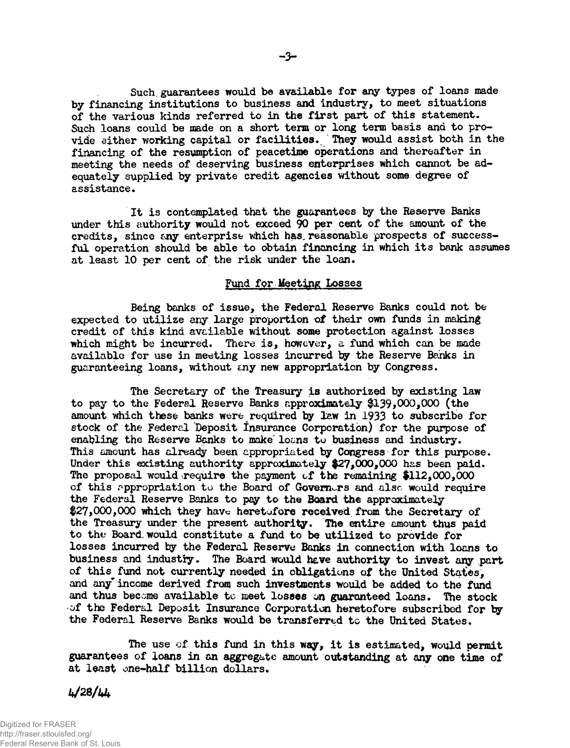Such guarantees would be available for any types of loans made by financing institutions to business and industry, to meet situations of the various kinds referred to in the first part of this statement. Such loans could be made on a short term or long term basis and to provide either working capital or facilities. They would assist both in the financing of the resumption of peacetime operations and thereafter in meeting the needs of deserving business enterprises which cannot be adequately supplied by private credit agencies without some degree of assistance.

It is contemplated that the guarantees by the Reserve Banks under this authority would not exceed 90 per cent of the amount of the credits, since any enterprise which has reasonable prospects of successful operation should be able to obtain financing in which its bank assumes at least 10 per cent of the risk under the loan.

## Fund for Meeting Losses

Being banks of issue, the Federal Reserve Banks could not be expected to utilize any large proportion of their own funds in making credit of this kind available without some protection against losses which might be incurred. There is, however, a fund which can be made available for use in meeting losses incurred by the Reserve Banks in guaranteeing loans, without any new appropriation by Congress.

The Secretary of the Treasury is authorized by existing law to pay to the Federal Reserve Banks approximately $139,000,000 (the amount which these banks were required by law in 1933 to subscribe for stock of the Federal Deposit Insurance Corporation) for the purpose of enabling the Reserve Banks to make loans to business and industry. This amount has already been appropriated by Congress for this purpose. Under this existing authority approximately $27,000,000 has been paid. The proposal would require the payment of the remaining $112,000,000 of this appropriation to the Board of Governors and also would require the Federal Reserve Banks to pay to the Board the approximately $27,000,000 which they have heretofore received from the Secretary of the Treasury under the present authority. The entire amount thus paid to the Board would constitute a fund to be utilized to provide for losses incurred by the Federal Reserve Banks in connection with loans to business and industry. The Board would have authority to invest any part of this fund not currently needed in obligations of the United States, and any income derived from such investments would be added to the fund and thus become available to meet losses on guaranteed loans. The stock of the Federal Deposit Insurance Corporation heretofore subscribed for by the Federal Reserve Banks would be transferred to the United States.

The use of this fund in this way, it is estimated, would permit guarantees of loans in an aggregate amount outstanding at any one time of at least one-half billion dollars.

4/28/44